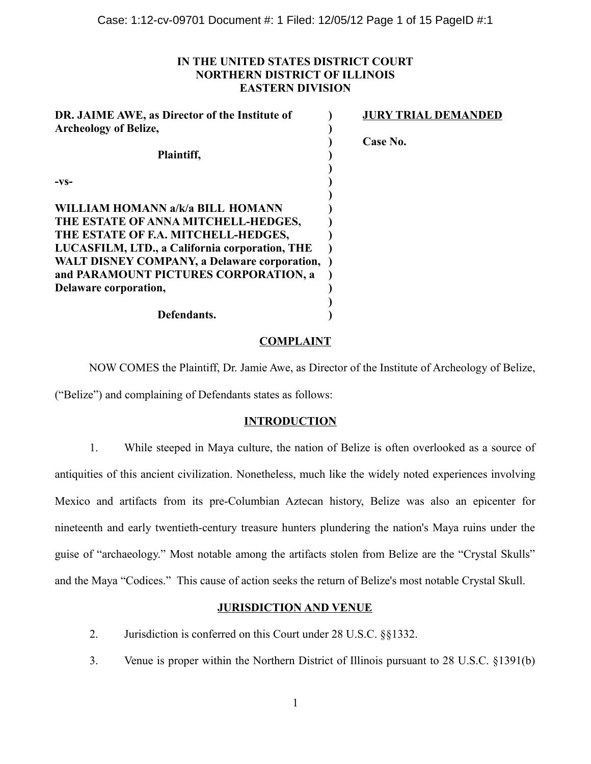**IN THE UNITED STATES DISTRICT COURT**
**NORTHERN DISTRICT OF ILLINOIS**
**EASTERN DIVISION**

| | | |
|---|---|---|
| **DR. JAIME AWE, as Director of the Institute of Archeology of Belize,** | ) | **JURY TRIAL DEMANDED** |
| **Plaintiff,** | ) | **Case No.** |
| **-vs-** | ) | |
| **WILLIAM HOMANN a/k/a BILL HOMANN THE ESTATE OF ANNA MITCHELL-HEDGES, THE ESTATE OF F.A. MITCHELL-HEDGES, LUCASFILM, LTD., a California corporation, THE WALT DISNEY COMPANY, a Delaware corporation, and PARAMOUNT PICTURES CORPORATION, a Delaware corporation,** | ) | |
| **Defendants.** | ) | |

## COMPLAINT

NOW COMES the Plaintiff, Dr. Jamie Awe, as Director of the Institute of Archeology of Belize, ("Belize") and complaining of Defendants states as follows:

## INTRODUCTION

1. While steeped in Maya culture, the nation of Belize is often overlooked as a source of antiquities of this ancient civilization. Nonetheless, much like the widely noted experiences involving Mexico and artifacts from its pre-Columbian Aztecan history, Belize was also an epicenter for nineteenth and early twentieth-century treasure hunters plundering the nation's Maya ruins under the guise of "archaeology." Most notable among the artifacts stolen from Belize are the "Crystal Skulls" and the Maya "Codices." This cause of action seeks the return of Belize's most notable Crystal Skull.

## JURISDICTION AND VENUE

2. Jurisdiction is conferred on this Court under 28 U.S.C. §§1332.

3. Venue is proper within the Northern District of Illinois pursuant to 28 U.S.C. §1391(b)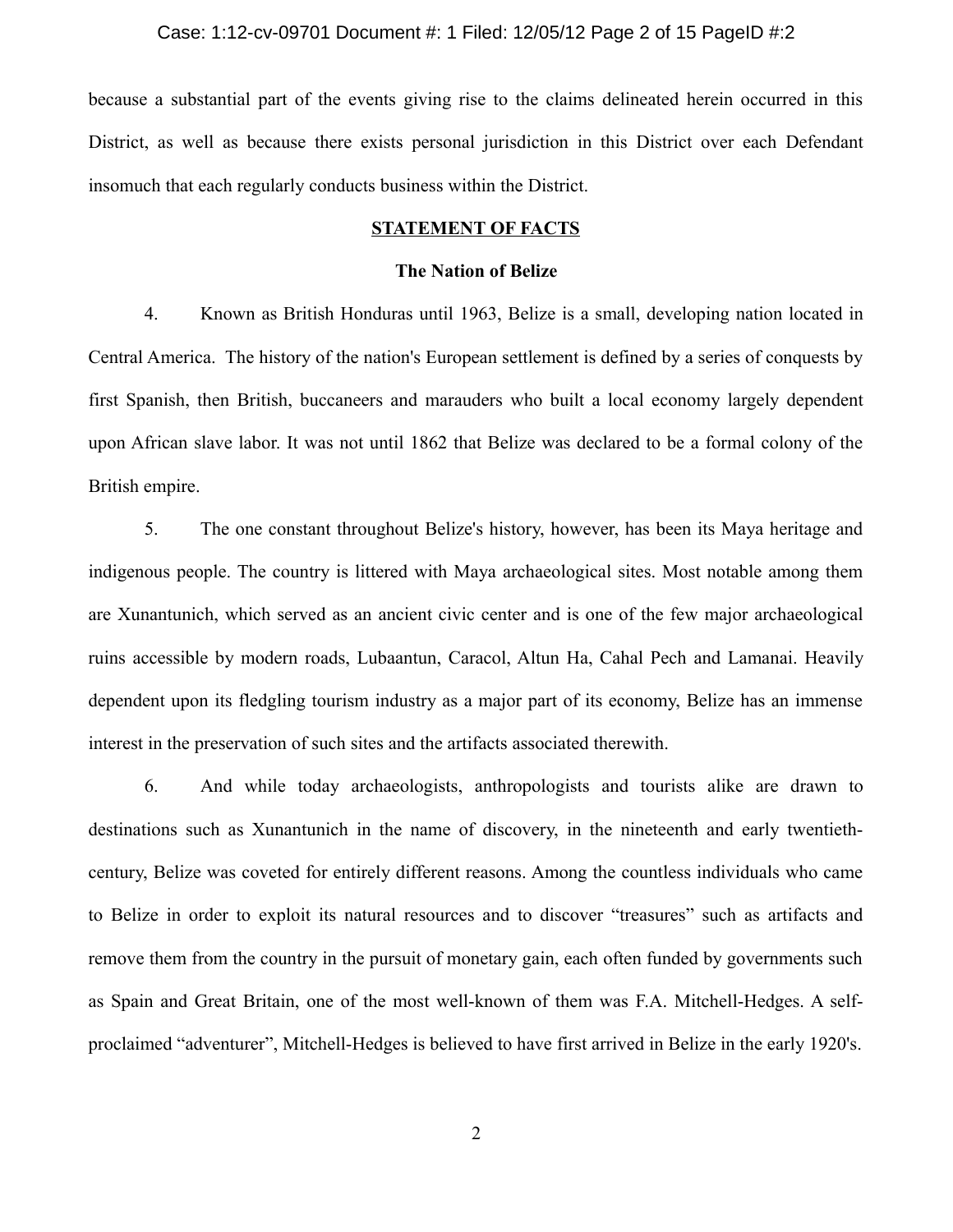because a substantial part of the events giving rise to the claims delineated herein occurred in this District, as well as because there exists personal jurisdiction in this District over each Defendant insomuch that each regularly conducts business within the District.

## STATEMENT OF FACTS

### The Nation of Belize

4. Known as British Honduras until 1963, Belize is a small, developing nation located in Central America. The history of the nation's European settlement is defined by a series of conquests by first Spanish, then British, buccaneers and marauders who built a local economy largely dependent upon African slave labor. It was not until 1862 that Belize was declared to be a formal colony of the British empire.

5. The one constant throughout Belize's history, however, has been its Maya heritage and indigenous people. The country is littered with Maya archaeological sites. Most notable among them are Xunantunich, which served as an ancient civic center and is one of the few major archaeological ruins accessible by modern roads, Lubaantun, Caracol, Altun Ha, Cahal Pech and Lamanai. Heavily dependent upon its fledgling tourism industry as a major part of its economy, Belize has an immense interest in the preservation of such sites and the artifacts associated therewith.

6. And while today archaeologists, anthropologists and tourists alike are drawn to destinations such as Xunantunich in the name of discovery, in the nineteenth and early twentieth-century, Belize was coveted for entirely different reasons. Among the countless individuals who came to Belize in order to exploit its natural resources and to discover "treasures" such as artifacts and remove them from the country in the pursuit of monetary gain, each often funded by governments such as Spain and Great Britain, one of the most well-known of them was F.A. Mitchell-Hedges. A self-proclaimed "adventurer", Mitchell-Hedges is believed to have first arrived in Belize in the early 1920's.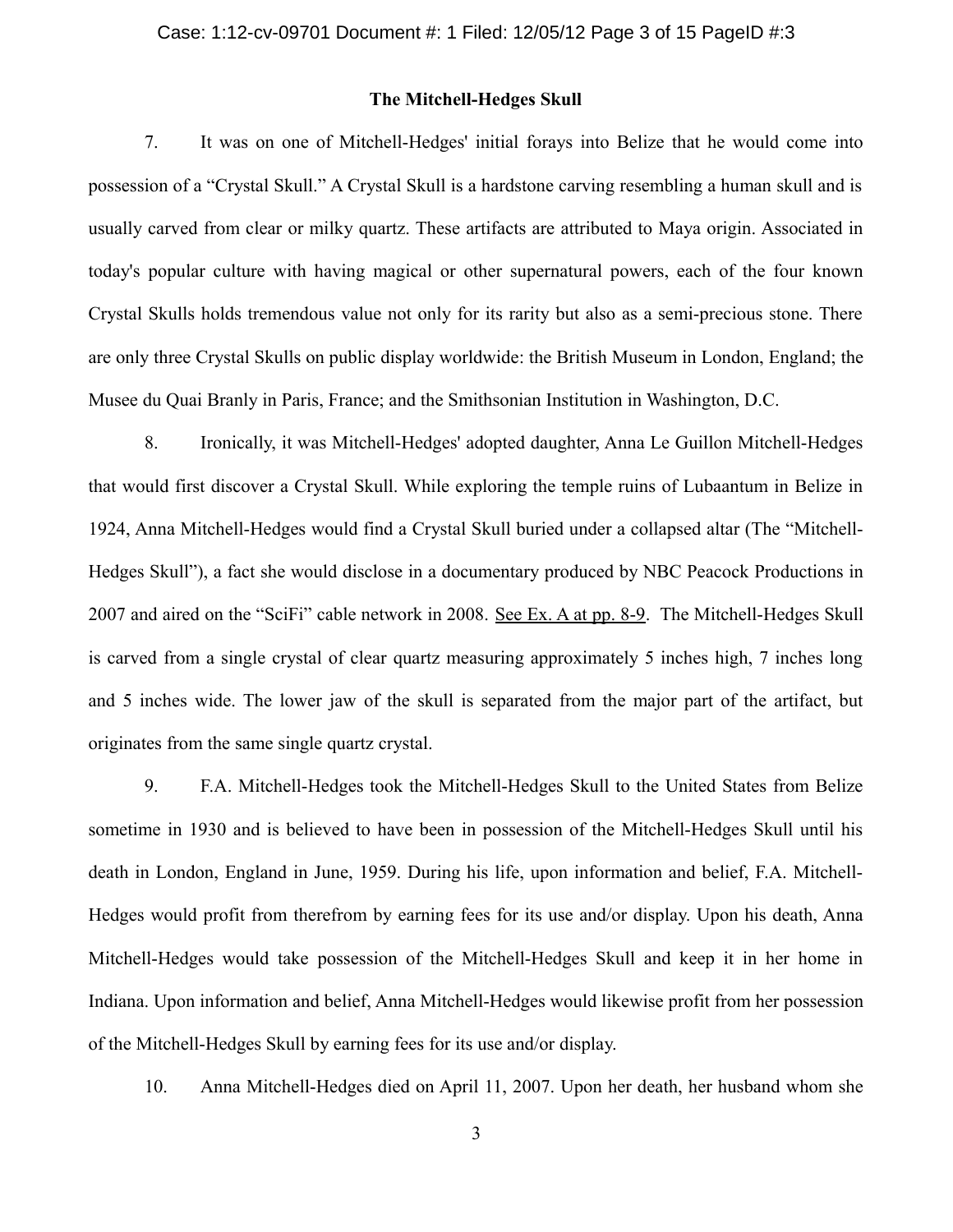**The Mitchell-Hedges Skull**

7. It was on one of Mitchell-Hedges' initial forays into Belize that he would come into possession of a "Crystal Skull." A Crystal Skull is a hardstone carving resembling a human skull and is usually carved from clear or milky quartz. These artifacts are attributed to Maya origin. Associated in today's popular culture with having magical or other supernatural powers, each of the four known Crystal Skulls holds tremendous value not only for its rarity but also as a semi-precious stone. There are only three Crystal Skulls on public display worldwide: the British Museum in London, England; the Musee du Quai Branly in Paris, France; and the Smithsonian Institution in Washington, D.C.

8. Ironically, it was Mitchell-Hedges' adopted daughter, Anna Le Guillon Mitchell-Hedges that would first discover a Crystal Skull. While exploring the temple ruins of Lubaantum in Belize in 1924, Anna Mitchell-Hedges would find a Crystal Skull buried under a collapsed altar (The "Mitchell-Hedges Skull"), a fact she would disclose in a documentary produced by NBC Peacock Productions in 2007 and aired on the "SciFi" cable network in 2008. See Ex. A at pp. 8-9. The Mitchell-Hedges Skull is carved from a single crystal of clear quartz measuring approximately 5 inches high, 7 inches long and 5 inches wide. The lower jaw of the skull is separated from the major part of the artifact, but originates from the same single quartz crystal.

9. F.A. Mitchell-Hedges took the Mitchell-Hedges Skull to the United States from Belize sometime in 1930 and is believed to have been in possession of the Mitchell-Hedges Skull until his death in London, England in June, 1959. During his life, upon information and belief, F.A. Mitchell-Hedges would profit from therefrom by earning fees for its use and/or display. Upon his death, Anna Mitchell-Hedges would take possession of the Mitchell-Hedges Skull and keep it in her home in Indiana. Upon information and belief, Anna Mitchell-Hedges would likewise profit from her possession of the Mitchell-Hedges Skull by earning fees for its use and/or display.

10. Anna Mitchell-Hedges died on April 11, 2007. Upon her death, her husband whom she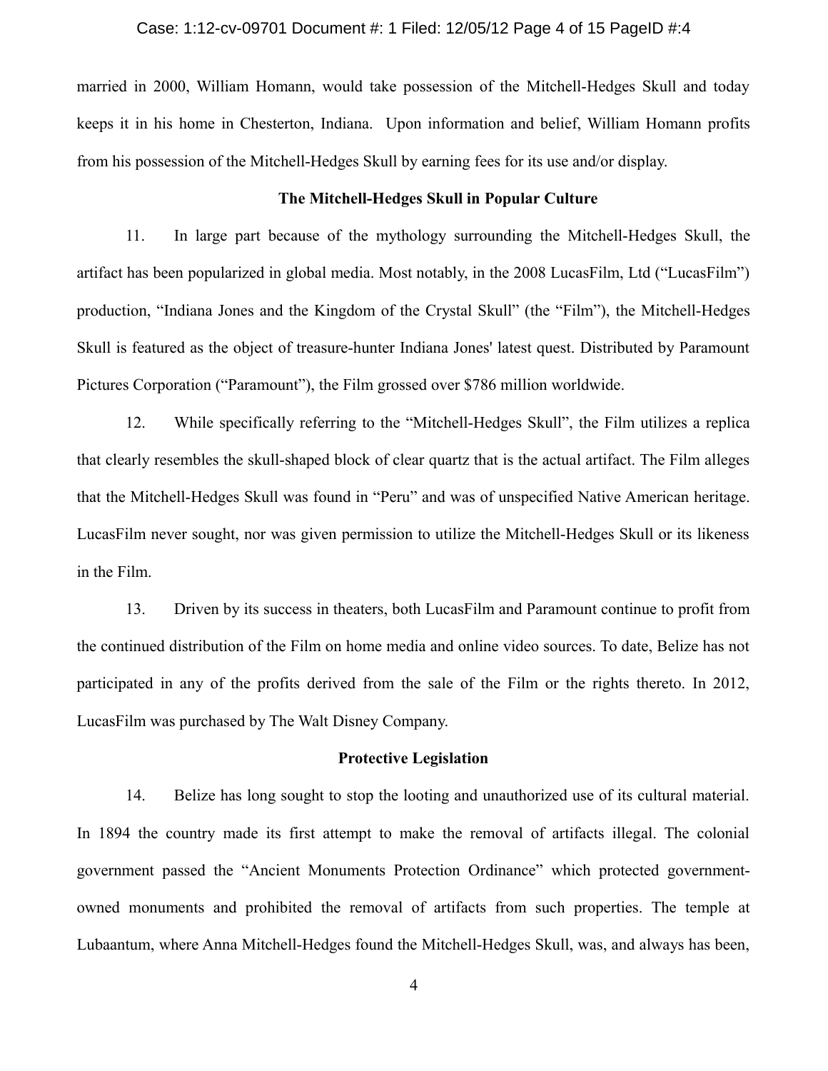married in 2000, William Homann, would take possession of the Mitchell-Hedges Skull and today keeps it in his home in Chesterton, Indiana. Upon information and belief, William Homann profits from his possession of the Mitchell-Hedges Skull by earning fees for its use and/or display.

**The Mitchell-Hedges Skull in Popular Culture**

11. In large part because of the mythology surrounding the Mitchell-Hedges Skull, the artifact has been popularized in global media. Most notably, in the 2008 LucasFilm, Ltd ("LucasFilm") production, "Indiana Jones and the Kingdom of the Crystal Skull" (the "Film"), the Mitchell-Hedges Skull is featured as the object of treasure-hunter Indiana Jones' latest quest. Distributed by Paramount Pictures Corporation ("Paramount"), the Film grossed over $786 million worldwide.

12. While specifically referring to the "Mitchell-Hedges Skull", the Film utilizes a replica that clearly resembles the skull-shaped block of clear quartz that is the actual artifact. The Film alleges that the Mitchell-Hedges Skull was found in "Peru" and was of unspecified Native American heritage. LucasFilm never sought, nor was given permission to utilize the Mitchell-Hedges Skull or its likeness in the Film.

13. Driven by its success in theaters, both LucasFilm and Paramount continue to profit from the continued distribution of the Film on home media and online video sources. To date, Belize has not participated in any of the profits derived from the sale of the Film or the rights thereto. In 2012, LucasFilm was purchased by The Walt Disney Company.

**Protective Legislation**

14. Belize has long sought to stop the looting and unauthorized use of its cultural material. In 1894 the country made its first attempt to make the removal of artifacts illegal. The colonial government passed the "Ancient Monuments Protection Ordinance" which protected government-owned monuments and prohibited the removal of artifacts from such properties. The temple at Lubaantum, where Anna Mitchell-Hedges found the Mitchell-Hedges Skull, was, and always has been,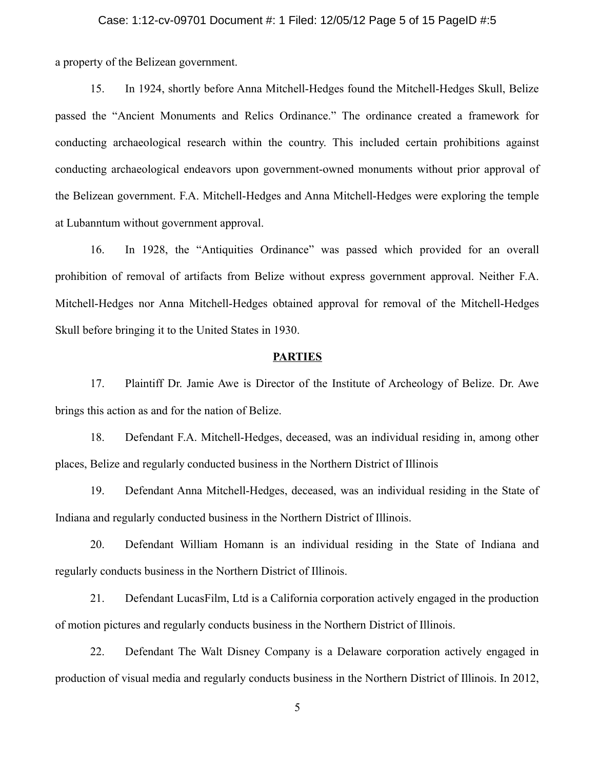a property of the Belizean government.

15. In 1924, shortly before Anna Mitchell-Hedges found the Mitchell-Hedges Skull, Belize passed the "Ancient Monuments and Relics Ordinance." The ordinance created a framework for conducting archaeological research within the country. This included certain prohibitions against conducting archaeological endeavors upon government-owned monuments without prior approval of the Belizean government. F.A. Mitchell-Hedges and Anna Mitchell-Hedges were exploring the temple at Lubanntum without government approval.

16. In 1928, the "Antiquities Ordinance" was passed which provided for an overall prohibition of removal of artifacts from Belize without express government approval. Neither F.A. Mitchell-Hedges nor Anna Mitchell-Hedges obtained approval for removal of the Mitchell-Hedges Skull before bringing it to the United States in 1930.

## PARTIES

17. Plaintiff Dr. Jamie Awe is Director of the Institute of Archeology of Belize. Dr. Awe brings this action as and for the nation of Belize.

18. Defendant F.A. Mitchell-Hedges, deceased, was an individual residing in, among other places, Belize and regularly conducted business in the Northern District of Illinois

19. Defendant Anna Mitchell-Hedges, deceased, was an individual residing in the State of Indiana and regularly conducted business in the Northern District of Illinois.

20. Defendant William Homann is an individual residing in the State of Indiana and regularly conducts business in the Northern District of Illinois.

21. Defendant LucasFilm, Ltd is a California corporation actively engaged in the production of motion pictures and regularly conducts business in the Northern District of Illinois.

22. Defendant The Walt Disney Company is a Delaware corporation actively engaged in production of visual media and regularly conducts business in the Northern District of Illinois. In 2012,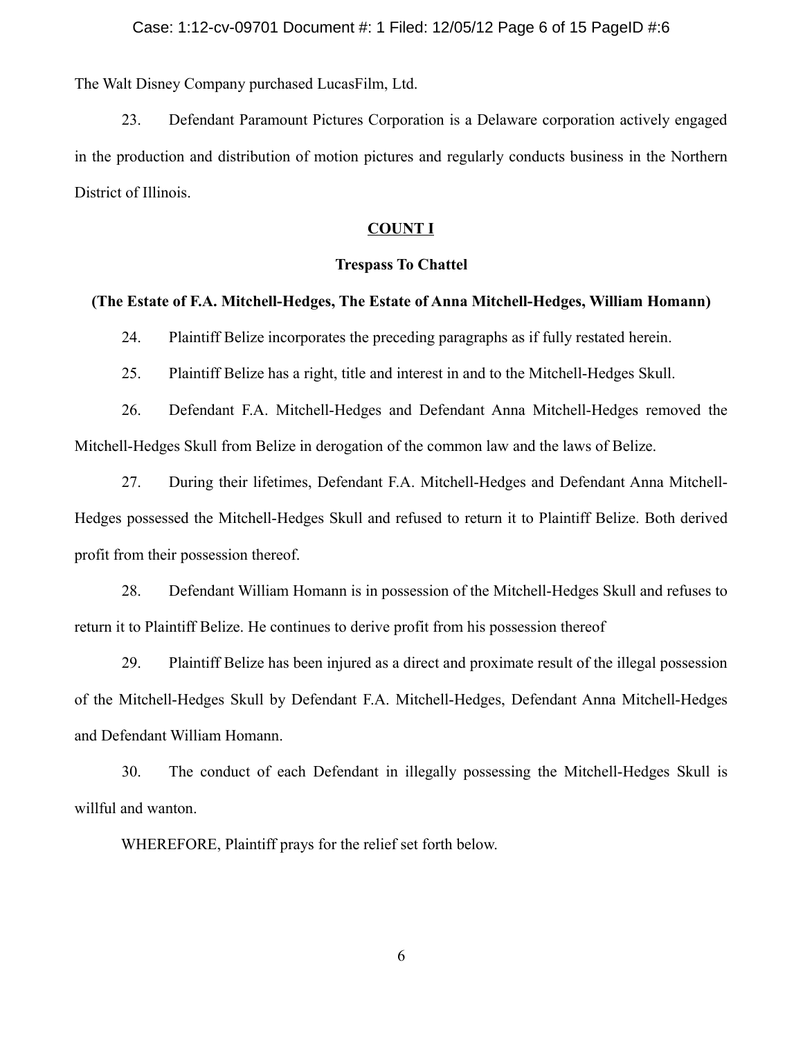The Walt Disney Company purchased LucasFilm, Ltd.

23. Defendant Paramount Pictures Corporation is a Delaware corporation actively engaged in the production and distribution of motion pictures and regularly conducts business in the Northern District of Illinois.

**COUNT I**

**Trespass To Chattel**

**(The Estate of F.A. Mitchell-Hedges, The Estate of Anna Mitchell-Hedges, William Homann)**

24. Plaintiff Belize incorporates the preceding paragraphs as if fully restated herein.

25. Plaintiff Belize has a right, title and interest in and to the Mitchell-Hedges Skull.

26. Defendant F.A. Mitchell-Hedges and Defendant Anna Mitchell-Hedges removed the Mitchell-Hedges Skull from Belize in derogation of the common law and the laws of Belize.

27. During their lifetimes, Defendant F.A. Mitchell-Hedges and Defendant Anna Mitchell-Hedges possessed the Mitchell-Hedges Skull and refused to return it to Plaintiff Belize. Both derived profit from their possession thereof.

28. Defendant William Homann is in possession of the Mitchell-Hedges Skull and refuses to return it to Plaintiff Belize. He continues to derive profit from his possession thereof

29. Plaintiff Belize has been injured as a direct and proximate result of the illegal possession of the Mitchell-Hedges Skull by Defendant F.A. Mitchell-Hedges, Defendant Anna Mitchell-Hedges and Defendant William Homann.

30. The conduct of each Defendant in illegally possessing the Mitchell-Hedges Skull is willful and wanton.

WHEREFORE, Plaintiff prays for the relief set forth below.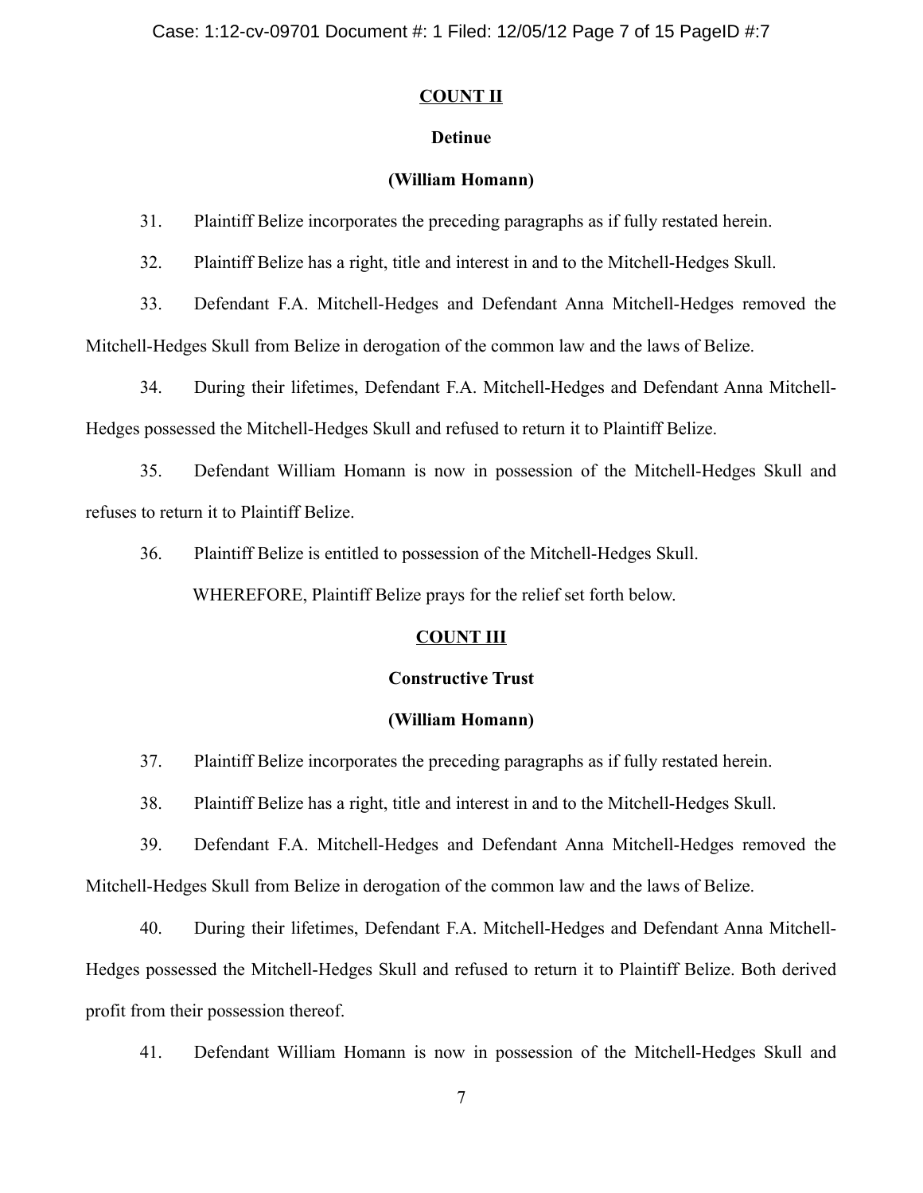**COUNT II**

**Detinue**

**(William Homann)**

31. Plaintiff Belize incorporates the preceding paragraphs as if fully restated herein.

32. Plaintiff Belize has a right, title and interest in and to the Mitchell-Hedges Skull.

33. Defendant F.A. Mitchell-Hedges and Defendant Anna Mitchell-Hedges removed the Mitchell-Hedges Skull from Belize in derogation of the common law and the laws of Belize.

34. During their lifetimes, Defendant F.A. Mitchell-Hedges and Defendant Anna Mitchell-Hedges possessed the Mitchell-Hedges Skull and refused to return it to Plaintiff Belize.

35. Defendant William Homann is now in possession of the Mitchell-Hedges Skull and refuses to return it to Plaintiff Belize.

36. Plaintiff Belize is entitled to possession of the Mitchell-Hedges Skull.

WHEREFORE, Plaintiff Belize prays for the relief set forth below.

**COUNT III**

**Constructive Trust**

**(William Homann)**

37. Plaintiff Belize incorporates the preceding paragraphs as if fully restated herein.

38. Plaintiff Belize has a right, title and interest in and to the Mitchell-Hedges Skull.

39. Defendant F.A. Mitchell-Hedges and Defendant Anna Mitchell-Hedges removed the Mitchell-Hedges Skull from Belize in derogation of the common law and the laws of Belize.

40. During their lifetimes, Defendant F.A. Mitchell-Hedges and Defendant Anna Mitchell-Hedges possessed the Mitchell-Hedges Skull and refused to return it to Plaintiff Belize. Both derived profit from their possession thereof.

41. Defendant William Homann is now in possession of the Mitchell-Hedges Skull and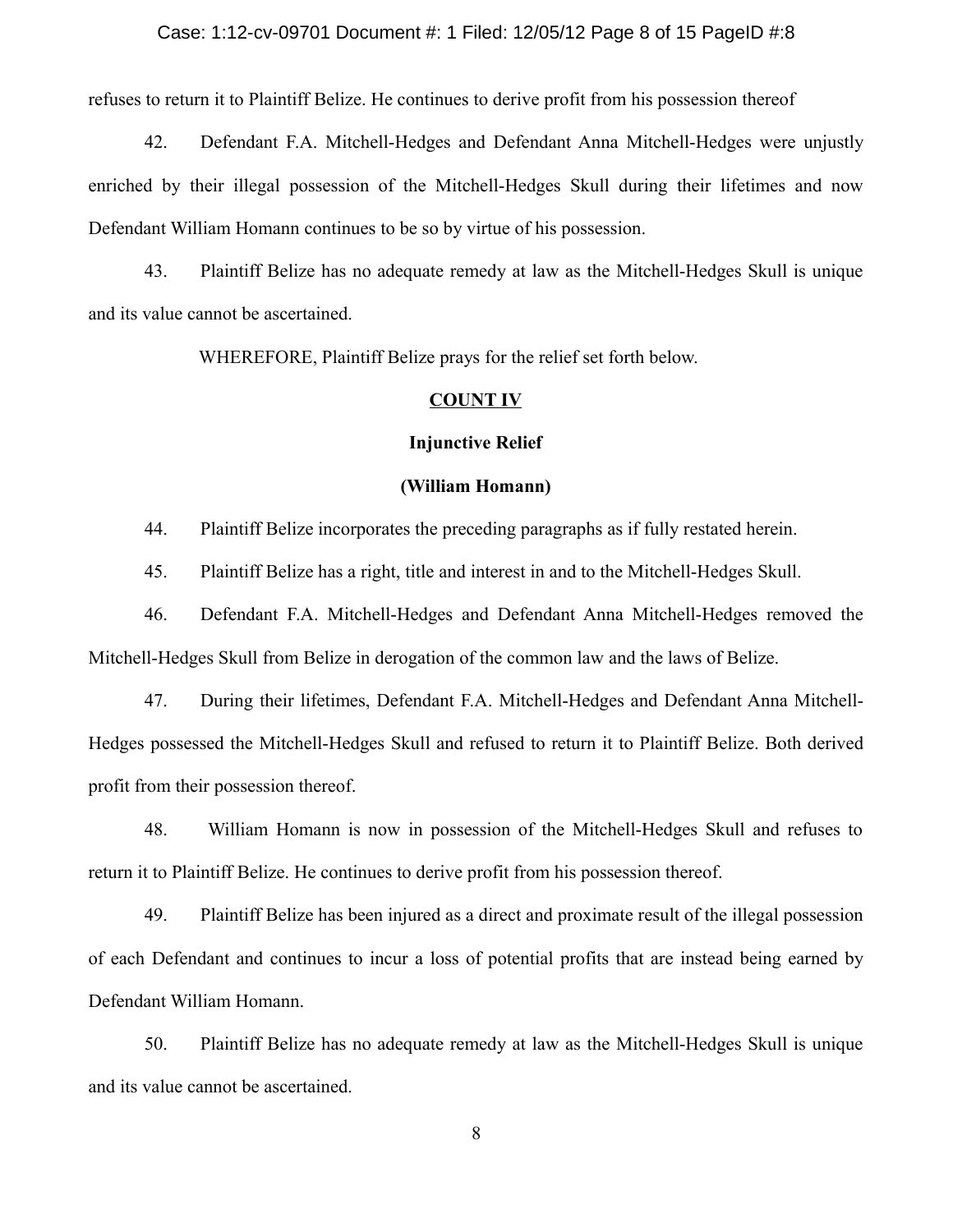refuses to return it to Plaintiff Belize. He continues to derive profit from his possession thereof

42. Defendant F.A. Mitchell-Hedges and Defendant Anna Mitchell-Hedges were unjustly enriched by their illegal possession of the Mitchell-Hedges Skull during their lifetimes and now Defendant William Homann continues to be so by virtue of his possession.

43. Plaintiff Belize has no adequate remedy at law as the Mitchell-Hedges Skull is unique and its value cannot be ascertained.

WHEREFORE, Plaintiff Belize prays for the relief set forth below.

**COUNT IV**

**Injunctive Relief**

**(William Homann)**

44. Plaintiff Belize incorporates the preceding paragraphs as if fully restated herein.

45. Plaintiff Belize has a right, title and interest in and to the Mitchell-Hedges Skull.

46. Defendant F.A. Mitchell-Hedges and Defendant Anna Mitchell-Hedges removed the Mitchell-Hedges Skull from Belize in derogation of the common law and the laws of Belize.

47. During their lifetimes, Defendant F.A. Mitchell-Hedges and Defendant Anna Mitchell-Hedges possessed the Mitchell-Hedges Skull and refused to return it to Plaintiff Belize. Both derived profit from their possession thereof.

48. William Homann is now in possession of the Mitchell-Hedges Skull and refuses to return it to Plaintiff Belize. He continues to derive profit from his possession thereof.

49. Plaintiff Belize has been injured as a direct and proximate result of the illegal possession of each Defendant and continues to incur a loss of potential profits that are instead being earned by Defendant William Homann.

50. Plaintiff Belize has no adequate remedy at law as the Mitchell-Hedges Skull is unique and its value cannot be ascertained.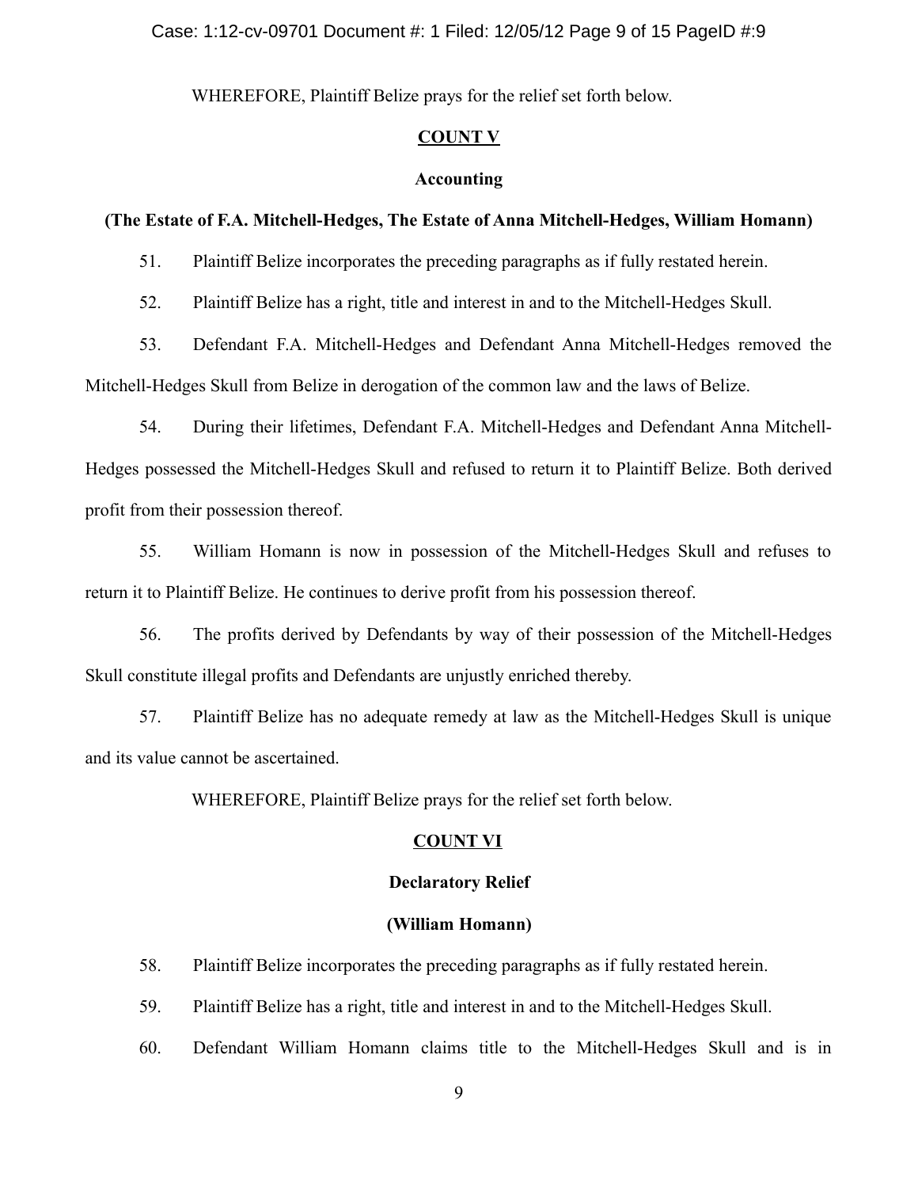WHEREFORE, Plaintiff Belize prays for the relief set forth below.

**COUNT V**

**Accounting**

**(The Estate of F.A. Mitchell-Hedges, The Estate of Anna Mitchell-Hedges, William Homann)**

51. Plaintiff Belize incorporates the preceding paragraphs as if fully restated herein.

52. Plaintiff Belize has a right, title and interest in and to the Mitchell-Hedges Skull.

53. Defendant F.A. Mitchell-Hedges and Defendant Anna Mitchell-Hedges removed the Mitchell-Hedges Skull from Belize in derogation of the common law and the laws of Belize.

54. During their lifetimes, Defendant F.A. Mitchell-Hedges and Defendant Anna Mitchell-Hedges possessed the Mitchell-Hedges Skull and refused to return it to Plaintiff Belize. Both derived profit from their possession thereof.

55. William Homann is now in possession of the Mitchell-Hedges Skull and refuses to return it to Plaintiff Belize. He continues to derive profit from his possession thereof.

56. The profits derived by Defendants by way of their possession of the Mitchell-Hedges Skull constitute illegal profits and Defendants are unjustly enriched thereby.

57. Plaintiff Belize has no adequate remedy at law as the Mitchell-Hedges Skull is unique and its value cannot be ascertained.

WHEREFORE, Plaintiff Belize prays for the relief set forth below.

**COUNT VI**

**Declaratory Relief**

**(William Homann)**

58. Plaintiff Belize incorporates the preceding paragraphs as if fully restated herein.

59. Plaintiff Belize has a right, title and interest in and to the Mitchell-Hedges Skull.

60. Defendant William Homann claims title to the Mitchell-Hedges Skull and is in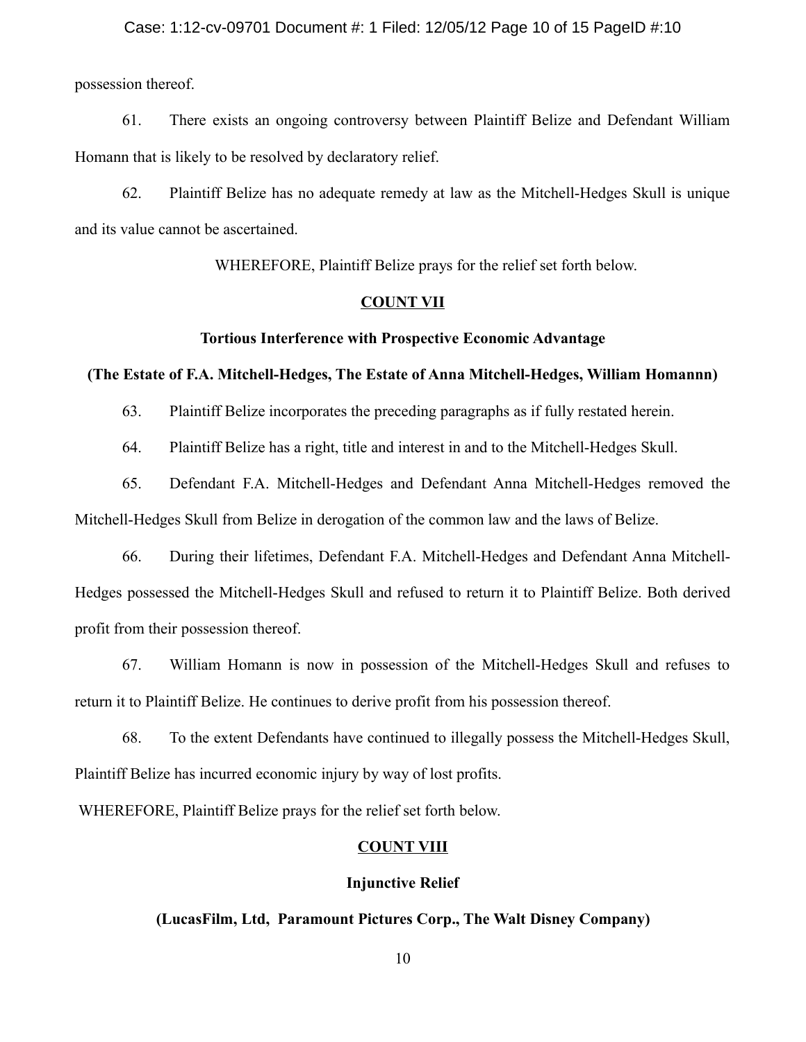possession thereof.

61. There exists an ongoing controversy between Plaintiff Belize and Defendant William Homann that is likely to be resolved by declaratory relief.

62. Plaintiff Belize has no adequate remedy at law as the Mitchell-Hedges Skull is unique and its value cannot be ascertained.

WHEREFORE, Plaintiff Belize prays for the relief set forth below.

**COUNT VII**

**Tortious Interference with Prospective Economic Advantage**

**(The Estate of F.A. Mitchell-Hedges, The Estate of Anna Mitchell-Hedges, William Homannn)**

63. Plaintiff Belize incorporates the preceding paragraphs as if fully restated herein.

64. Plaintiff Belize has a right, title and interest in and to the Mitchell-Hedges Skull.

65. Defendant F.A. Mitchell-Hedges and Defendant Anna Mitchell-Hedges removed the Mitchell-Hedges Skull from Belize in derogation of the common law and the laws of Belize.

66. During their lifetimes, Defendant F.A. Mitchell-Hedges and Defendant Anna Mitchell-Hedges possessed the Mitchell-Hedges Skull and refused to return it to Plaintiff Belize. Both derived profit from their possession thereof.

67. William Homann is now in possession of the Mitchell-Hedges Skull and refuses to return it to Plaintiff Belize. He continues to derive profit from his possession thereof.

68. To the extent Defendants have continued to illegally possess the Mitchell-Hedges Skull, Plaintiff Belize has incurred economic injury by way of lost profits.

WHEREFORE, Plaintiff Belize prays for the relief set forth below.

**COUNT VIII**

**Injunctive Relief**

**(LucasFilm, Ltd, Paramount Pictures Corp., The Walt Disney Company)**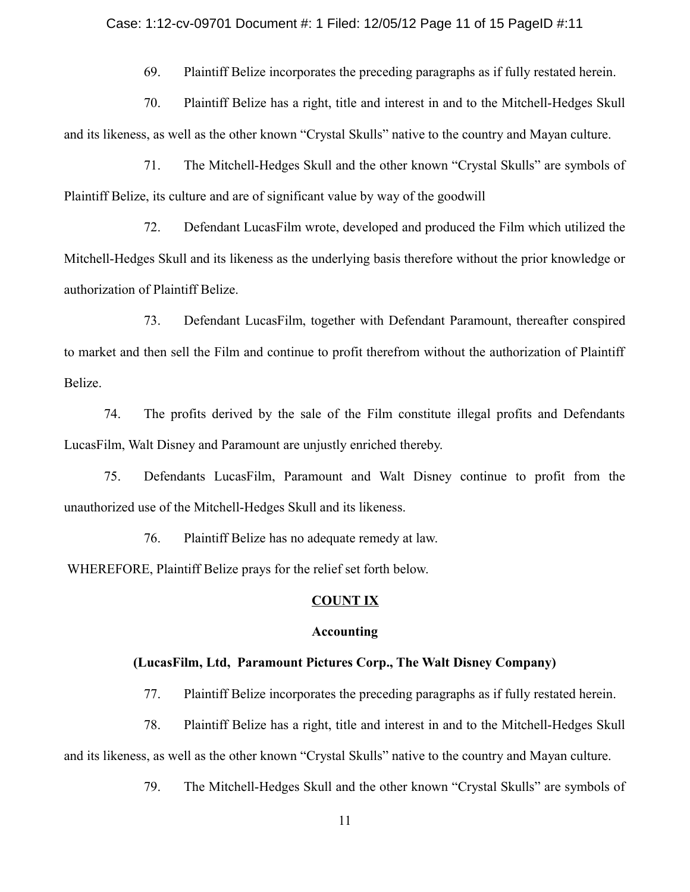69. Plaintiff Belize incorporates the preceding paragraphs as if fully restated herein.

70. Plaintiff Belize has a right, title and interest in and to the Mitchell-Hedges Skull and its likeness, as well as the other known "Crystal Skulls" native to the country and Mayan culture.

71. The Mitchell-Hedges Skull and the other known "Crystal Skulls" are symbols of Plaintiff Belize, its culture and are of significant value by way of the goodwill

72. Defendant LucasFilm wrote, developed and produced the Film which utilized the Mitchell-Hedges Skull and its likeness as the underlying basis therefore without the prior knowledge or authorization of Plaintiff Belize.

73. Defendant LucasFilm, together with Defendant Paramount, thereafter conspired to market and then sell the Film and continue to profit therefrom without the authorization of Plaintiff Belize.

74. The profits derived by the sale of the Film constitute illegal profits and Defendants LucasFilm, Walt Disney and Paramount are unjustly enriched thereby.

75. Defendants LucasFilm, Paramount and Walt Disney continue to profit from the unauthorized use of the Mitchell-Hedges Skull and its likeness.

76. Plaintiff Belize has no adequate remedy at law.

WHEREFORE, Plaintiff Belize prays for the relief set forth below.

**COUNT IX**

**Accounting**

**(LucasFilm, Ltd, Paramount Pictures Corp., The Walt Disney Company)**

77. Plaintiff Belize incorporates the preceding paragraphs as if fully restated herein.

78. Plaintiff Belize has a right, title and interest in and to the Mitchell-Hedges Skull and its likeness, as well as the other known "Crystal Skulls" native to the country and Mayan culture.

79. The Mitchell-Hedges Skull and the other known "Crystal Skulls" are symbols of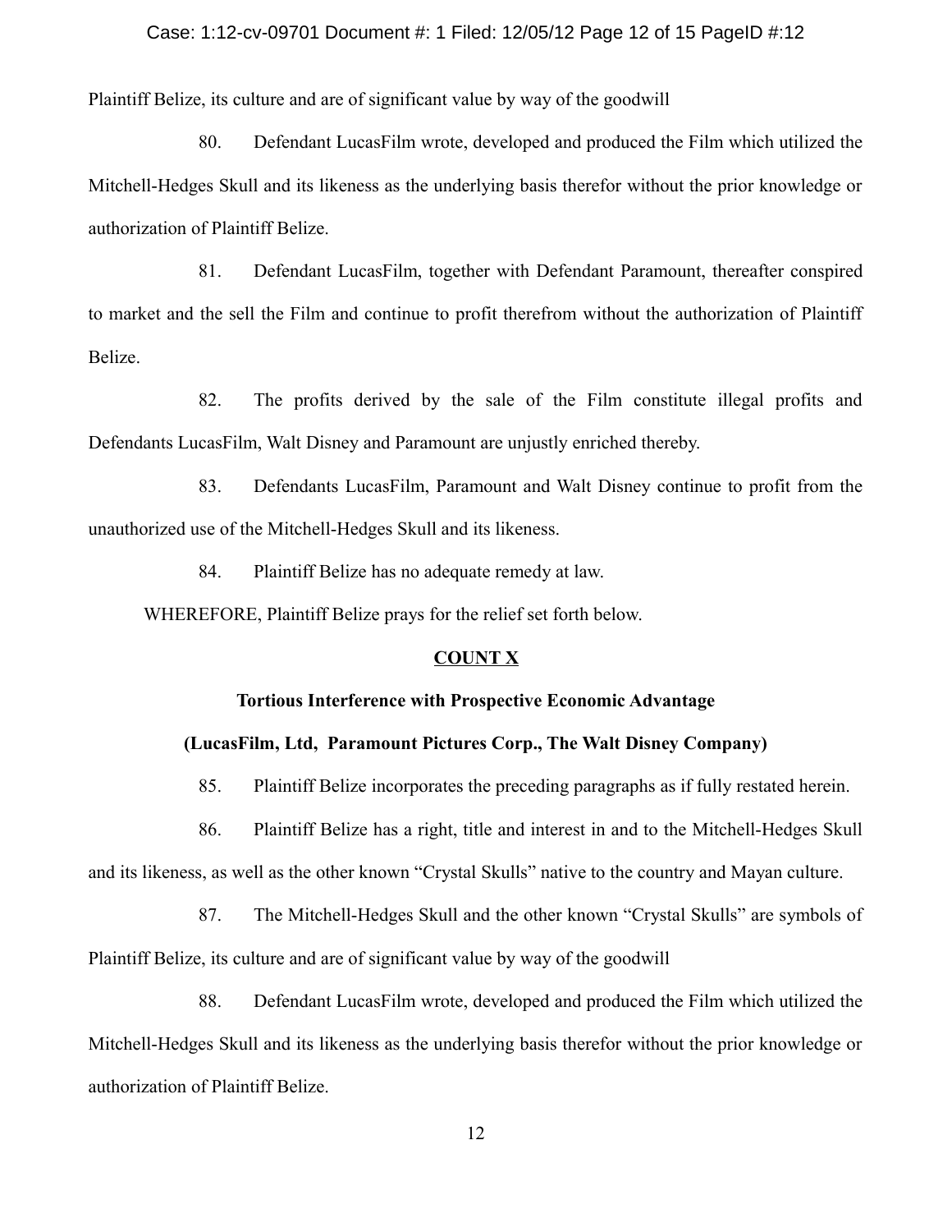Plaintiff Belize, its culture and are of significant value by way of the goodwill

80. Defendant LucasFilm wrote, developed and produced the Film which utilized the Mitchell-Hedges Skull and its likeness as the underlying basis therefor without the prior knowledge or authorization of Plaintiff Belize.

81. Defendant LucasFilm, together with Defendant Paramount, thereafter conspired to market and the sell the Film and continue to profit therefrom without the authorization of Plaintiff Belize.

82. The profits derived by the sale of the Film constitute illegal profits and Defendants LucasFilm, Walt Disney and Paramount are unjustly enriched thereby.

83. Defendants LucasFilm, Paramount and Walt Disney continue to profit from the unauthorized use of the Mitchell-Hedges Skull and its likeness.

84. Plaintiff Belize has no adequate remedy at law.

WHEREFORE, Plaintiff Belize prays for the relief set forth below.

## COUNT X

### Tortious Interference with Prospective Economic Advantage

### (LucasFilm, Ltd, Paramount Pictures Corp., The Walt Disney Company)

85. Plaintiff Belize incorporates the preceding paragraphs as if fully restated herein.

86. Plaintiff Belize has a right, title and interest in and to the Mitchell-Hedges Skull and its likeness, as well as the other known "Crystal Skulls" native to the country and Mayan culture.

87. The Mitchell-Hedges Skull and the other known "Crystal Skulls" are symbols of Plaintiff Belize, its culture and are of significant value by way of the goodwill

88. Defendant LucasFilm wrote, developed and produced the Film which utilized the Mitchell-Hedges Skull and its likeness as the underlying basis therefor without the prior knowledge or authorization of Plaintiff Belize.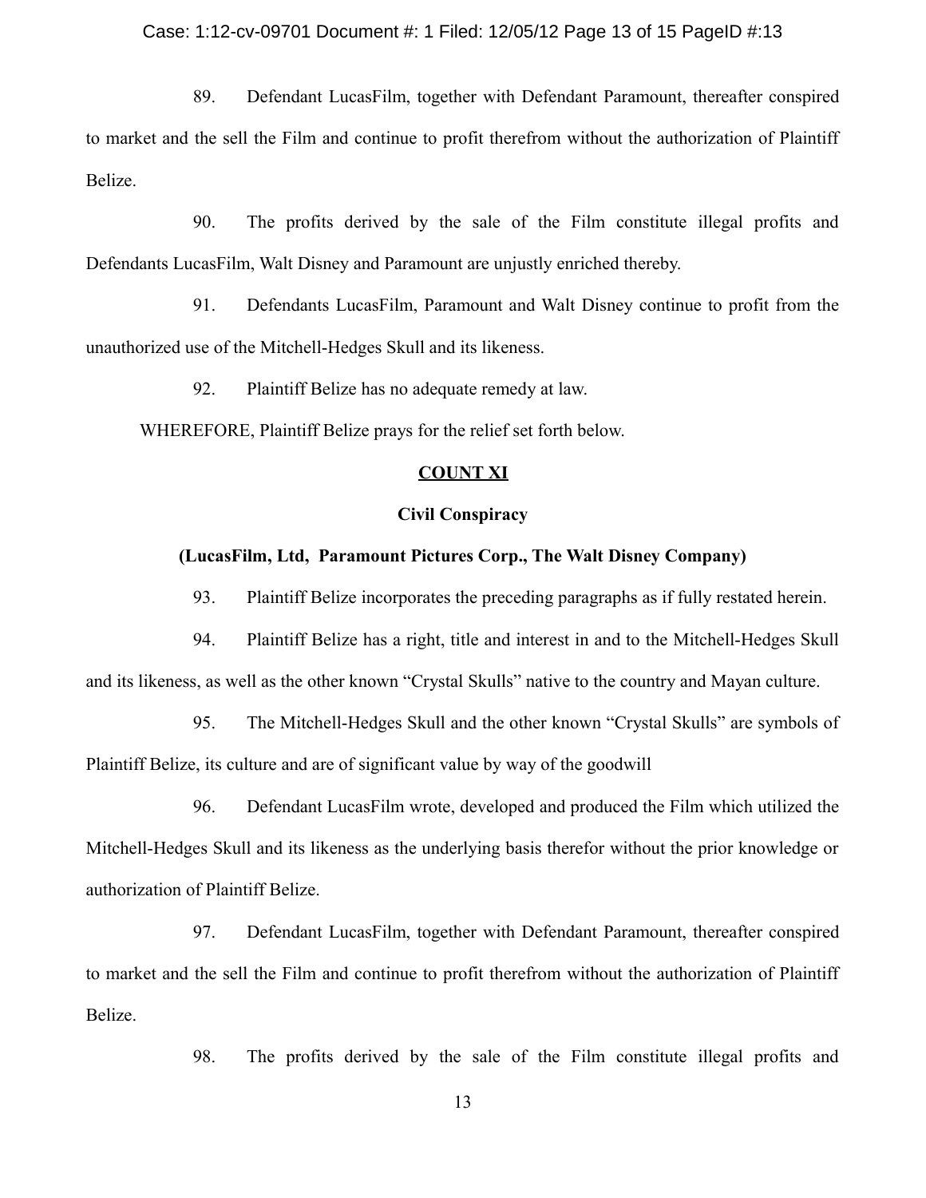89. Defendant LucasFilm, together with Defendant Paramount, thereafter conspired to market and the sell the Film and continue to profit therefrom without the authorization of Plaintiff Belize.

90. The profits derived by the sale of the Film constitute illegal profits and Defendants LucasFilm, Walt Disney and Paramount are unjustly enriched thereby.

91. Defendants LucasFilm, Paramount and Walt Disney continue to profit from the unauthorized use of the Mitchell-Hedges Skull and its likeness.

92. Plaintiff Belize has no adequate remedy at law.

WHEREFORE, Plaintiff Belize prays for the relief set forth below.

## COUNT XI

### Civil Conspiracy

### (LucasFilm, Ltd, Paramount Pictures Corp., The Walt Disney Company)

93. Plaintiff Belize incorporates the preceding paragraphs as if fully restated herein.

94. Plaintiff Belize has a right, title and interest in and to the Mitchell-Hedges Skull and its likeness, as well as the other known "Crystal Skulls" native to the country and Mayan culture.

95. The Mitchell-Hedges Skull and the other known "Crystal Skulls" are symbols of Plaintiff Belize, its culture and are of significant value by way of the goodwill

96. Defendant LucasFilm wrote, developed and produced the Film which utilized the Mitchell-Hedges Skull and its likeness as the underlying basis therefor without the prior knowledge or authorization of Plaintiff Belize.

97. Defendant LucasFilm, together with Defendant Paramount, thereafter conspired to market and the sell the Film and continue to profit therefrom without the authorization of Plaintiff Belize.

98. The profits derived by the sale of the Film constitute illegal profits and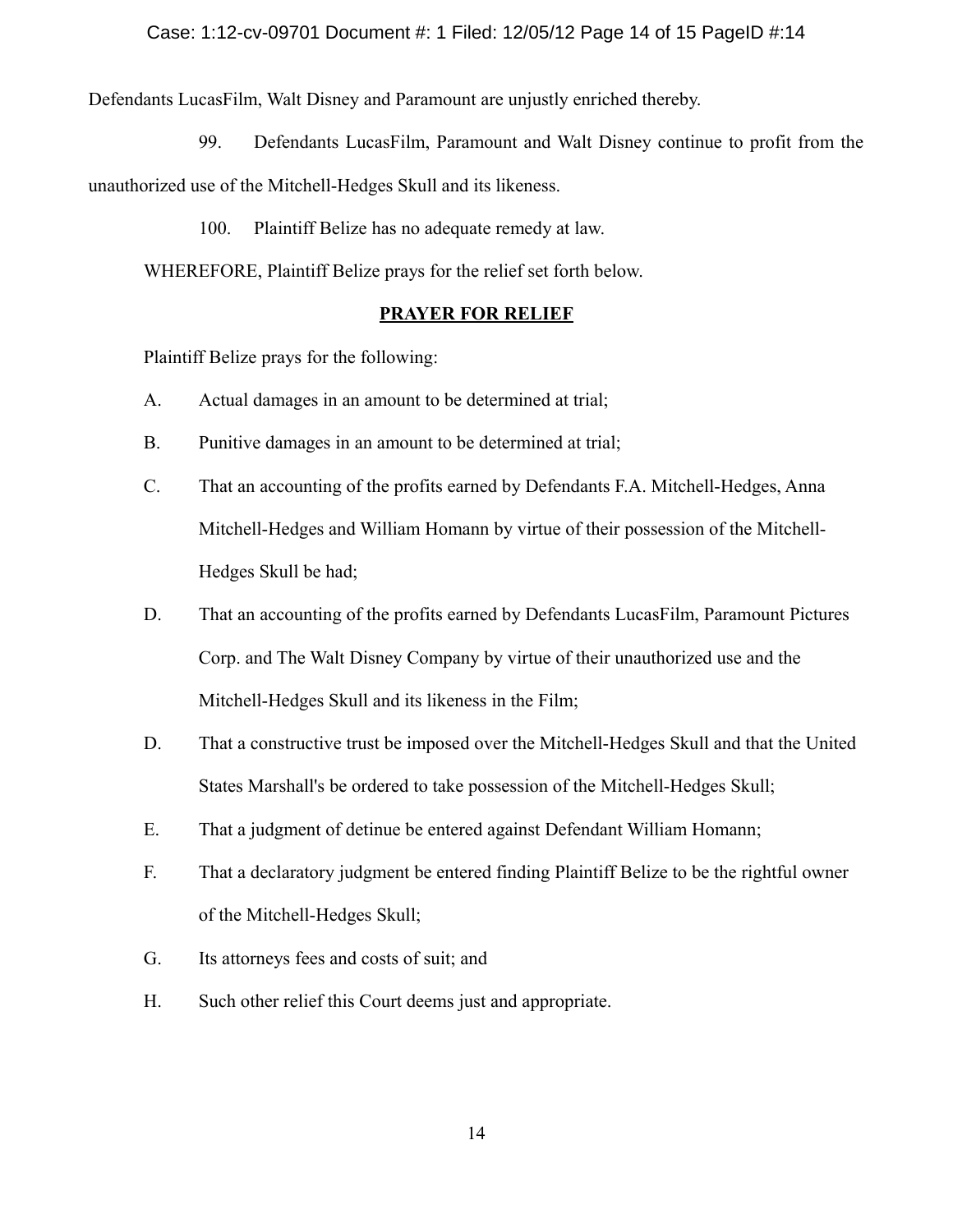Defendants LucasFilm, Walt Disney and Paramount are unjustly enriched thereby.

99. Defendants LucasFilm, Paramount and Walt Disney continue to profit from the unauthorized use of the Mitchell-Hedges Skull and its likeness.

100. Plaintiff Belize has no adequate remedy at law.

WHEREFORE, Plaintiff Belize prays for the relief set forth below.

## PRAYER FOR RELIEF

Plaintiff Belize prays for the following:

A. Actual damages in an amount to be determined at trial;

B. Punitive damages in an amount to be determined at trial;

C. That an accounting of the profits earned by Defendants F.A. Mitchell-Hedges, Anna Mitchell-Hedges and William Homann by virtue of their possession of the Mitchell-Hedges Skull be had;

D. That an accounting of the profits earned by Defendants LucasFilm, Paramount Pictures Corp. and The Walt Disney Company by virtue of their unauthorized use and the Mitchell-Hedges Skull and its likeness in the Film;

D. That a constructive trust be imposed over the Mitchell-Hedges Skull and that the United States Marshall's be ordered to take possession of the Mitchell-Hedges Skull;

E. That a judgment of detinue be entered against Defendant William Homann;

F. That a declaratory judgment be entered finding Plaintiff Belize to be the rightful owner of the Mitchell-Hedges Skull;

G. Its attorneys fees and costs of suit; and

H. Such other relief this Court deems just and appropriate.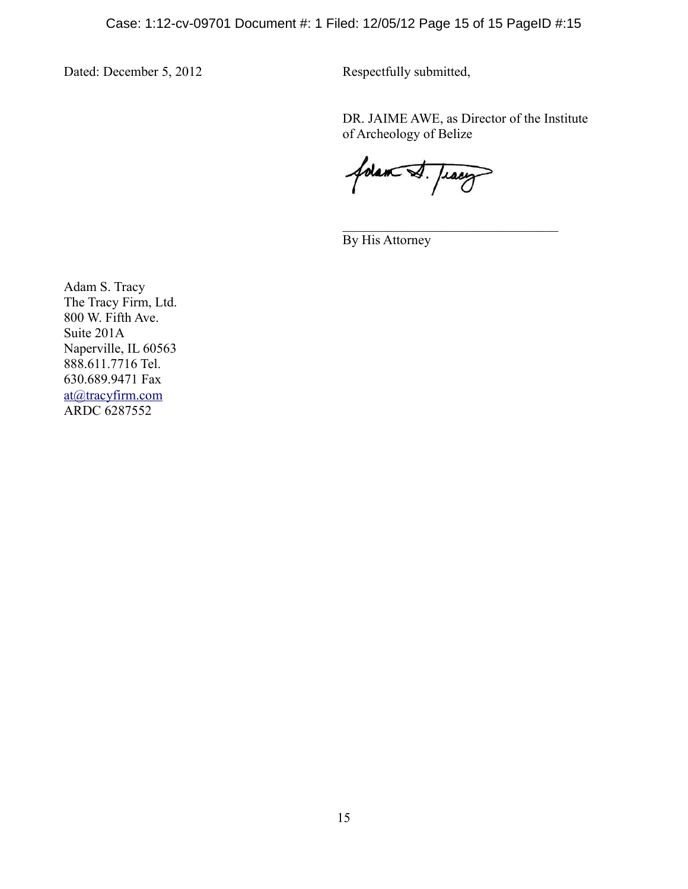Dated: December 5, 2012

Respectfully submitted,

DR. JAIME AWE, as Director of the Institute of Archeology of Belize

\_\_\_\_\_\_\_\_\_\_\_\_\_\_\_\_\_\_\_\_\_\_\_\_\_\_\_\_\_\_\_\_\_\_

By His Attorney

Adam S. Tracy
The Tracy Firm, Ltd.
800 W. Fifth Ave.
Suite 201A
Naperville, IL 60563
888.611.7716 Tel.
630.689.9471 Fax
at@tracyfirm.com
ARDC 6287552